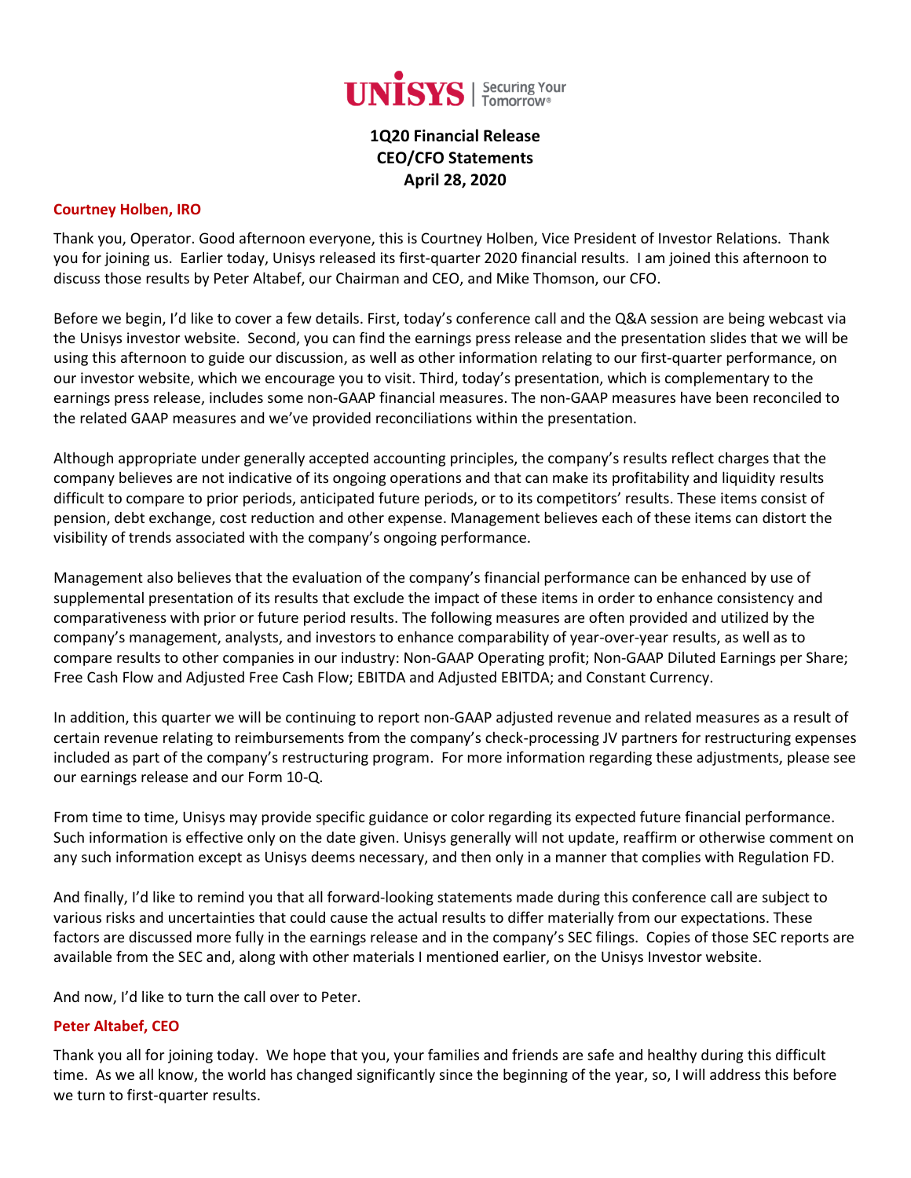UNISYS | Securing Your Tomorrow®

# 1Q20 Financial Release
# CEO/CFO Statements
# April 28, 2020

**Courtney Holben, IRO**

Thank you, Operator. Good afternoon everyone, this is Courtney Holben, Vice President of Investor Relations. Thank you for joining us. Earlier today, Unisys released its first-quarter 2020 financial results. I am joined this afternoon to discuss those results by Peter Altabef, our Chairman and CEO, and Mike Thomson, our CFO.

Before we begin, I'd like to cover a few details. First, today's conference call and the Q&A session are being webcast via the Unisys investor website. Second, you can find the earnings press release and the presentation slides that we will be using this afternoon to guide our discussion, as well as other information relating to our first-quarter performance, on our investor website, which we encourage you to visit. Third, today's presentation, which is complementary to the earnings press release, includes some non-GAAP financial measures. The non-GAAP measures have been reconciled to the related GAAP measures and we've provided reconciliations within the presentation.

Although appropriate under generally accepted accounting principles, the company's results reflect charges that the company believes are not indicative of its ongoing operations and that can make its profitability and liquidity results difficult to compare to prior periods, anticipated future periods, or to its competitors' results. These items consist of pension, debt exchange, cost reduction and other expense. Management believes each of these items can distort the visibility of trends associated with the company's ongoing performance.

Management also believes that the evaluation of the company's financial performance can be enhanced by use of supplemental presentation of its results that exclude the impact of these items in order to enhance consistency and comparativeness with prior or future period results. The following measures are often provided and utilized by the company's management, analysts, and investors to enhance comparability of year-over-year results, as well as to compare results to other companies in our industry: Non-GAAP Operating profit; Non-GAAP Diluted Earnings per Share; Free Cash Flow and Adjusted Free Cash Flow; EBITDA and Adjusted EBITDA; and Constant Currency.

In addition, this quarter we will be continuing to report non-GAAP adjusted revenue and related measures as a result of certain revenue relating to reimbursements from the company's check-processing JV partners for restructuring expenses included as part of the company's restructuring program. For more information regarding these adjustments, please see our earnings release and our Form 10-Q.

From time to time, Unisys may provide specific guidance or color regarding its expected future financial performance. Such information is effective only on the date given. Unisys generally will not update, reaffirm or otherwise comment on any such information except as Unisys deems necessary, and then only in a manner that complies with Regulation FD.

And finally, I'd like to remind you that all forward-looking statements made during this conference call are subject to various risks and uncertainties that could cause the actual results to differ materially from our expectations. These factors are discussed more fully in the earnings release and in the company's SEC filings. Copies of those SEC reports are available from the SEC and, along with other materials I mentioned earlier, on the Unisys Investor website.

And now, I'd like to turn the call over to Peter.

**Peter Altabef, CEO**

Thank you all for joining today. We hope that you, your families and friends are safe and healthy during this difficult time. As we all know, the world has changed significantly since the beginning of the year, so, I will address this before we turn to first-quarter results.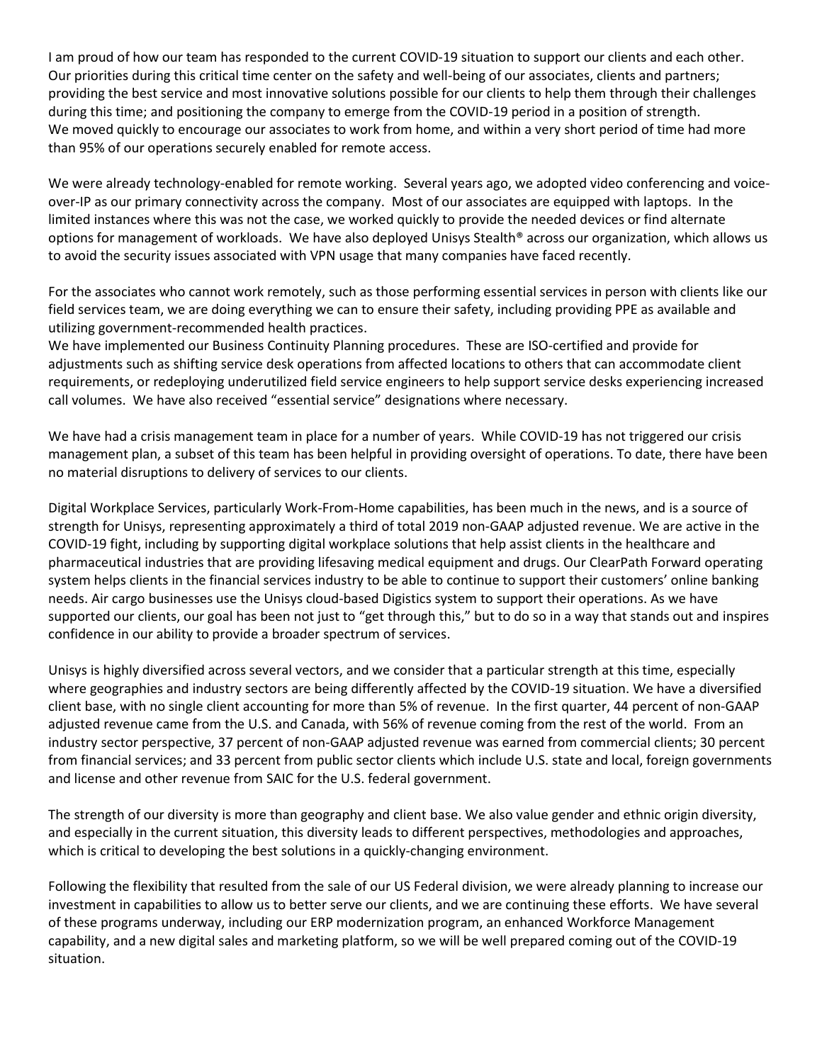I am proud of how our team has responded to the current COVID-19 situation to support our clients and each other. Our priorities during this critical time center on the safety and well-being of our associates, clients and partners; providing the best service and most innovative solutions possible for our clients to help them through their challenges during this time; and positioning the company to emerge from the COVID-19 period in a position of strength. We moved quickly to encourage our associates to work from home, and within a very short period of time had more than 95% of our operations securely enabled for remote access.

We were already technology-enabled for remote working. Several years ago, we adopted video conferencing and voice-over-IP as our primary connectivity across the company. Most of our associates are equipped with laptops. In the limited instances where this was not the case, we worked quickly to provide the needed devices or find alternate options for management of workloads. We have also deployed Unisys Stealth® across our organization, which allows us to avoid the security issues associated with VPN usage that many companies have faced recently.

For the associates who cannot work remotely, such as those performing essential services in person with clients like our field services team, we are doing everything we can to ensure their safety, including providing PPE as available and utilizing government-recommended health practices.

We have implemented our Business Continuity Planning procedures. These are ISO-certified and provide for adjustments such as shifting service desk operations from affected locations to others that can accommodate client requirements, or redeploying underutilized field service engineers to help support service desks experiencing increased call volumes. We have also received "essential service" designations where necessary.

We have had a crisis management team in place for a number of years. While COVID-19 has not triggered our crisis management plan, a subset of this team has been helpful in providing oversight of operations. To date, there have been no material disruptions to delivery of services to our clients.

Digital Workplace Services, particularly Work-From-Home capabilities, has been much in the news, and is a source of strength for Unisys, representing approximately a third of total 2019 non-GAAP adjusted revenue. We are active in the COVID-19 fight, including by supporting digital workplace solutions that help assist clients in the healthcare and pharmaceutical industries that are providing lifesaving medical equipment and drugs. Our ClearPath Forward operating system helps clients in the financial services industry to be able to continue to support their customers' online banking needs. Air cargo businesses use the Unisys cloud-based Digistics system to support their operations. As we have supported our clients, our goal has been not just to "get through this," but to do so in a way that stands out and inspires confidence in our ability to provide a broader spectrum of services.

Unisys is highly diversified across several vectors, and we consider that a particular strength at this time, especially where geographies and industry sectors are being differently affected by the COVID-19 situation. We have a diversified client base, with no single client accounting for more than 5% of revenue. In the first quarter, 44 percent of non-GAAP adjusted revenue came from the U.S. and Canada, with 56% of revenue coming from the rest of the world. From an industry sector perspective, 37 percent of non-GAAP adjusted revenue was earned from commercial clients; 30 percent from financial services; and 33 percent from public sector clients which include U.S. state and local, foreign governments and license and other revenue from SAIC for the U.S. federal government.

The strength of our diversity is more than geography and client base. We also value gender and ethnic origin diversity, and especially in the current situation, this diversity leads to different perspectives, methodologies and approaches, which is critical to developing the best solutions in a quickly-changing environment.

Following the flexibility that resulted from the sale of our US Federal division, we were already planning to increase our investment in capabilities to allow us to better serve our clients, and we are continuing these efforts. We have several of these programs underway, including our ERP modernization program, an enhanced Workforce Management capability, and a new digital sales and marketing platform, so we will be well prepared coming out of the COVID-19 situation.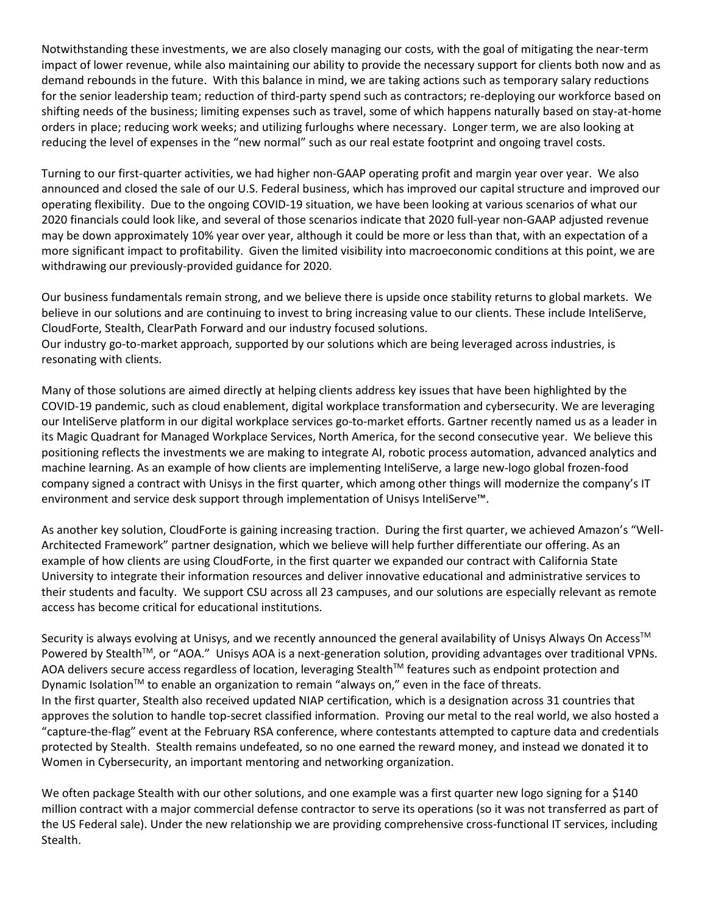Notwithstanding these investments, we are also closely managing our costs, with the goal of mitigating the near-term impact of lower revenue, while also maintaining our ability to provide the necessary support for clients both now and as demand rebounds in the future. With this balance in mind, we are taking actions such as temporary salary reductions for the senior leadership team; reduction of third-party spend such as contractors; re-deploying our workforce based on shifting needs of the business; limiting expenses such as travel, some of which happens naturally based on stay-at-home orders in place; reducing work weeks; and utilizing furloughs where necessary. Longer term, we are also looking at reducing the level of expenses in the "new normal" such as our real estate footprint and ongoing travel costs.

Turning to our first-quarter activities, we had higher non-GAAP operating profit and margin year over year. We also announced and closed the sale of our U.S. Federal business, which has improved our capital structure and improved our operating flexibility. Due to the ongoing COVID-19 situation, we have been looking at various scenarios of what our 2020 financials could look like, and several of those scenarios indicate that 2020 full-year non-GAAP adjusted revenue may be down approximately 10% year over year, although it could be more or less than that, with an expectation of a more significant impact to profitability. Given the limited visibility into macroeconomic conditions at this point, we are withdrawing our previously-provided guidance for 2020.

Our business fundamentals remain strong, and we believe there is upside once stability returns to global markets. We believe in our solutions and are continuing to invest to bring increasing value to our clients. These include InteliServe, CloudForte, Stealth, ClearPath Forward and our industry focused solutions.
Our industry go-to-market approach, supported by our solutions which are being leveraged across industries, is resonating with clients.

Many of those solutions are aimed directly at helping clients address key issues that have been highlighted by the COVID-19 pandemic, such as cloud enablement, digital workplace transformation and cybersecurity. We are leveraging our InteliServe platform in our digital workplace services go-to-market efforts. Gartner recently named us as a leader in its Magic Quadrant for Managed Workplace Services, North America, for the second consecutive year. We believe this positioning reflects the investments we are making to integrate AI, robotic process automation, advanced analytics and machine learning. As an example of how clients are implementing InteliServe, a large new-logo global frozen-food company signed a contract with Unisys in the first quarter, which among other things will modernize the company's IT environment and service desk support through implementation of Unisys InteliServe™.

As another key solution, CloudForte is gaining increasing traction. During the first quarter, we achieved Amazon's "Well-Architected Framework" partner designation, which we believe will help further differentiate our offering. As an example of how clients are using CloudForte, in the first quarter we expanded our contract with California State University to integrate their information resources and deliver innovative educational and administrative services to their students and faculty. We support CSU across all 23 campuses, and our solutions are especially relevant as remote access has become critical for educational institutions.

Security is always evolving at Unisys, and we recently announced the general availability of Unisys Always On Access™ Powered by Stealth™, or "AOA." Unisys AOA is a next-generation solution, providing advantages over traditional VPNs. AOA delivers secure access regardless of location, leveraging Stealth™ features such as endpoint protection and Dynamic Isolation™ to enable an organization to remain "always on," even in the face of threats.
In the first quarter, Stealth also received updated NIAP certification, which is a designation across 31 countries that approves the solution to handle top-secret classified information. Proving our metal to the real world, we also hosted a "capture-the-flag" event at the February RSA conference, where contestants attempted to capture data and credentials protected by Stealth. Stealth remains undefeated, so no one earned the reward money, and instead we donated it to Women in Cybersecurity, an important mentoring and networking organization.

We often package Stealth with our other solutions, and one example was a first quarter new logo signing for a $140 million contract with a major commercial defense contractor to serve its operations (so it was not transferred as part of the US Federal sale). Under the new relationship we are providing comprehensive cross-functional IT services, including Stealth.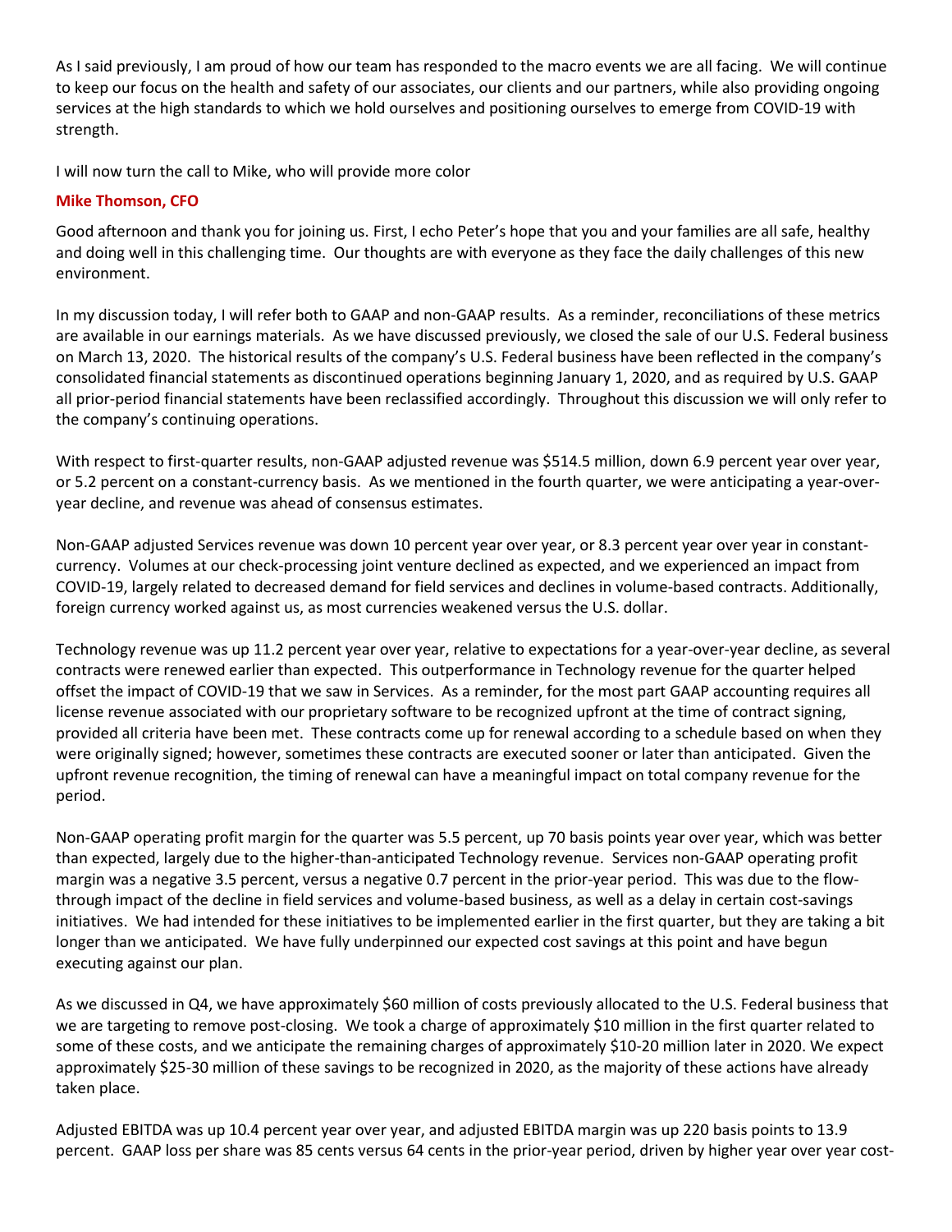As I said previously, I am proud of how our team has responded to the macro events we are all facing. We will continue to keep our focus on the health and safety of our associates, our clients and our partners, while also providing ongoing services at the high standards to which we hold ourselves and positioning ourselves to emerge from COVID-19 with strength.

I will now turn the call to Mike, who will provide more color

**Mike Thomson, CFO**

Good afternoon and thank you for joining us. First, I echo Peter's hope that you and your families are all safe, healthy and doing well in this challenging time. Our thoughts are with everyone as they face the daily challenges of this new environment.

In my discussion today, I will refer both to GAAP and non-GAAP results. As a reminder, reconciliations of these metrics are available in our earnings materials. As we have discussed previously, we closed the sale of our U.S. Federal business on March 13, 2020. The historical results of the company's U.S. Federal business have been reflected in the company's consolidated financial statements as discontinued operations beginning January 1, 2020, and as required by U.S. GAAP all prior-period financial statements have been reclassified accordingly. Throughout this discussion we will only refer to the company's continuing operations.

With respect to first-quarter results, non-GAAP adjusted revenue was $514.5 million, down 6.9 percent year over year, or 5.2 percent on a constant-currency basis. As we mentioned in the fourth quarter, we were anticipating a year-over-year decline, and revenue was ahead of consensus estimates.

Non-GAAP adjusted Services revenue was down 10 percent year over year, or 8.3 percent year over year in constant-currency. Volumes at our check-processing joint venture declined as expected, and we experienced an impact from COVID-19, largely related to decreased demand for field services and declines in volume-based contracts. Additionally, foreign currency worked against us, as most currencies weakened versus the U.S. dollar.

Technology revenue was up 11.2 percent year over year, relative to expectations for a year-over-year decline, as several contracts were renewed earlier than expected. This outperformance in Technology revenue for the quarter helped offset the impact of COVID-19 that we saw in Services. As a reminder, for the most part GAAP accounting requires all license revenue associated with our proprietary software to be recognized upfront at the time of contract signing, provided all criteria have been met. These contracts come up for renewal according to a schedule based on when they were originally signed; however, sometimes these contracts are executed sooner or later than anticipated. Given the upfront revenue recognition, the timing of renewal can have a meaningful impact on total company revenue for the period.

Non-GAAP operating profit margin for the quarter was 5.5 percent, up 70 basis points year over year, which was better than expected, largely due to the higher-than-anticipated Technology revenue. Services non-GAAP operating profit margin was a negative 3.5 percent, versus a negative 0.7 percent in the prior-year period. This was due to the flow-through impact of the decline in field services and volume-based business, as well as a delay in certain cost-savings initiatives. We had intended for these initiatives to be implemented earlier in the first quarter, but they are taking a bit longer than we anticipated. We have fully underpinned our expected cost savings at this point and have begun executing against our plan.

As we discussed in Q4, we have approximately $60 million of costs previously allocated to the U.S. Federal business that we are targeting to remove post-closing. We took a charge of approximately $10 million in the first quarter related to some of these costs, and we anticipate the remaining charges of approximately $10-20 million later in 2020. We expect approximately $25-30 million of these savings to be recognized in 2020, as the majority of these actions have already taken place.

Adjusted EBITDA was up 10.4 percent year over year, and adjusted EBITDA margin was up 220 basis points to 13.9 percent. GAAP loss per share was 85 cents versus 64 cents in the prior-year period, driven by higher year over year cost-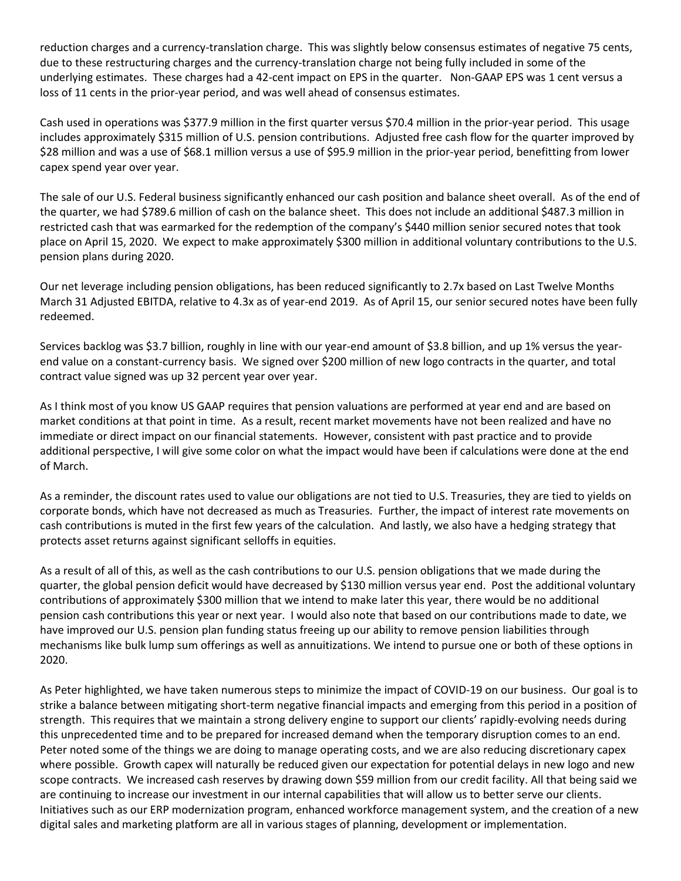reduction charges and a currency-translation charge. This was slightly below consensus estimates of negative 75 cents, due to these restructuring charges and the currency-translation charge not being fully included in some of the underlying estimates. These charges had a 42-cent impact on EPS in the quarter. Non-GAAP EPS was 1 cent versus a loss of 11 cents in the prior-year period, and was well ahead of consensus estimates.

Cash used in operations was $377.9 million in the first quarter versus $70.4 million in the prior-year period. This usage includes approximately $315 million of U.S. pension contributions. Adjusted free cash flow for the quarter improved by $28 million and was a use of $68.1 million versus a use of $95.9 million in the prior-year period, benefitting from lower capex spend year over year.

The sale of our U.S. Federal business significantly enhanced our cash position and balance sheet overall. As of the end of the quarter, we had $789.6 million of cash on the balance sheet. This does not include an additional $487.3 million in restricted cash that was earmarked for the redemption of the company's $440 million senior secured notes that took place on April 15, 2020. We expect to make approximately $300 million in additional voluntary contributions to the U.S. pension plans during 2020.

Our net leverage including pension obligations, has been reduced significantly to 2.7x based on Last Twelve Months March 31 Adjusted EBITDA, relative to 4.3x as of year-end 2019. As of April 15, our senior secured notes have been fully redeemed.

Services backlog was $3.7 billion, roughly in line with our year-end amount of $3.8 billion, and up 1% versus the year-end value on a constant-currency basis. We signed over $200 million of new logo contracts in the quarter, and total contract value signed was up 32 percent year over year.

As I think most of you know US GAAP requires that pension valuations are performed at year end and are based on market conditions at that point in time. As a result, recent market movements have not been realized and have no immediate or direct impact on our financial statements. However, consistent with past practice and to provide additional perspective, I will give some color on what the impact would have been if calculations were done at the end of March.

As a reminder, the discount rates used to value our obligations are not tied to U.S. Treasuries, they are tied to yields on corporate bonds, which have not decreased as much as Treasuries. Further, the impact of interest rate movements on cash contributions is muted in the first few years of the calculation. And lastly, we also have a hedging strategy that protects asset returns against significant selloffs in equities.

As a result of all of this, as well as the cash contributions to our U.S. pension obligations that we made during the quarter, the global pension deficit would have decreased by $130 million versus year end. Post the additional voluntary contributions of approximately $300 million that we intend to make later this year, there would be no additional pension cash contributions this year or next year. I would also note that based on our contributions made to date, we have improved our U.S. pension plan funding status freeing up our ability to remove pension liabilities through mechanisms like bulk lump sum offerings as well as annuitizations. We intend to pursue one or both of these options in 2020.

As Peter highlighted, we have taken numerous steps to minimize the impact of COVID-19 on our business. Our goal is to strike a balance between mitigating short-term negative financial impacts and emerging from this period in a position of strength. This requires that we maintain a strong delivery engine to support our clients' rapidly-evolving needs during this unprecedented time and to be prepared for increased demand when the temporary disruption comes to an end. Peter noted some of the things we are doing to manage operating costs, and we are also reducing discretionary capex where possible. Growth capex will naturally be reduced given our expectation for potential delays in new logo and new scope contracts. We increased cash reserves by drawing down $59 million from our credit facility. All that being said we are continuing to increase our investment in our internal capabilities that will allow us to better serve our clients. Initiatives such as our ERP modernization program, enhanced workforce management system, and the creation of a new digital sales and marketing platform are all in various stages of planning, development or implementation.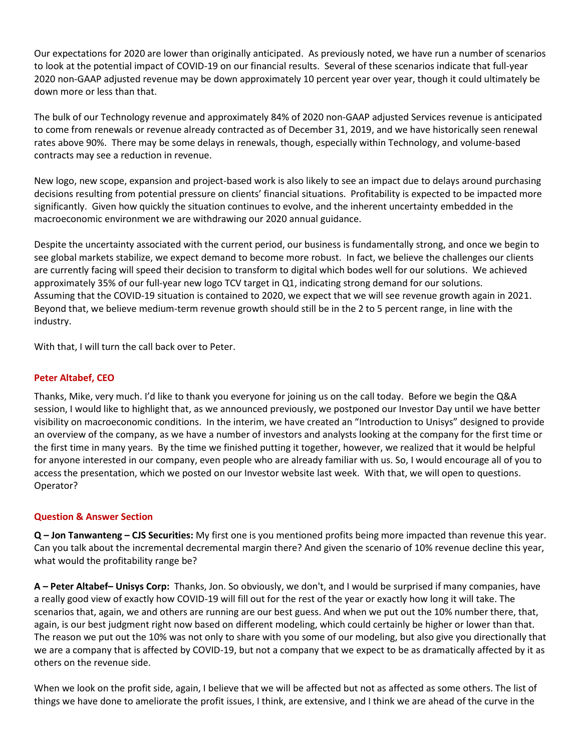Our expectations for 2020 are lower than originally anticipated. As previously noted, we have run a number of scenarios to look at the potential impact of COVID-19 on our financial results. Several of these scenarios indicate that full-year 2020 non-GAAP adjusted revenue may be down approximately 10 percent year over year, though it could ultimately be down more or less than that.

The bulk of our Technology revenue and approximately 84% of 2020 non-GAAP adjusted Services revenue is anticipated to come from renewals or revenue already contracted as of December 31, 2019, and we have historically seen renewal rates above 90%. There may be some delays in renewals, though, especially within Technology, and volume-based contracts may see a reduction in revenue.

New logo, new scope, expansion and project-based work is also likely to see an impact due to delays around purchasing decisions resulting from potential pressure on clients' financial situations. Profitability is expected to be impacted more significantly. Given how quickly the situation continues to evolve, and the inherent uncertainty embedded in the macroeconomic environment we are withdrawing our 2020 annual guidance.

Despite the uncertainty associated with the current period, our business is fundamentally strong, and once we begin to see global markets stabilize, we expect demand to become more robust. In fact, we believe the challenges our clients are currently facing will speed their decision to transform to digital which bodes well for our solutions. We achieved approximately 35% of our full-year new logo TCV target in Q1, indicating strong demand for our solutions. Assuming that the COVID-19 situation is contained to 2020, we expect that we will see revenue growth again in 2021. Beyond that, we believe medium-term revenue growth should still be in the 2 to 5 percent range, in line with the industry.

With that, I will turn the call back over to Peter.

### Peter Altabef, CEO

Thanks, Mike, very much. I'd like to thank you everyone for joining us on the call today. Before we begin the Q&A session, I would like to highlight that, as we announced previously, we postponed our Investor Day until we have better visibility on macroeconomic conditions. In the interim, we have created an "Introduction to Unisys" designed to provide an overview of the company, as we have a number of investors and analysts looking at the company for the first time or the first time in many years. By the time we finished putting it together, however, we realized that it would be helpful for anyone interested in our company, even people who are already familiar with us. So, I would encourage all of you to access the presentation, which we posted on our Investor website last week. With that, we will open to questions. Operator?

### Question & Answer Section

**Q – Jon Tanwanteng – CJS Securities:** My first one is you mentioned profits being more impacted than revenue this year. Can you talk about the incremental decremental margin there? And given the scenario of 10% revenue decline this year, what would the profitability range be?

**A – Peter Altabef– Unisys Corp:** Thanks, Jon. So obviously, we don't, and I would be surprised if many companies, have a really good view of exactly how COVID-19 will fill out for the rest of the year or exactly how long it will take. The scenarios that, again, we and others are running are our best guess. And when we put out the 10% number there, that, again, is our best judgment right now based on different modeling, which could certainly be higher or lower than that. The reason we put out the 10% was not only to share with you some of our modeling, but also give you directionally that we are a company that is affected by COVID-19, but not a company that we expect to be as dramatically affected by it as others on the revenue side.

When we look on the profit side, again, I believe that we will be affected but not as affected as some others. The list of things we have done to ameliorate the profit issues, I think, are extensive, and I think we are ahead of the curve in the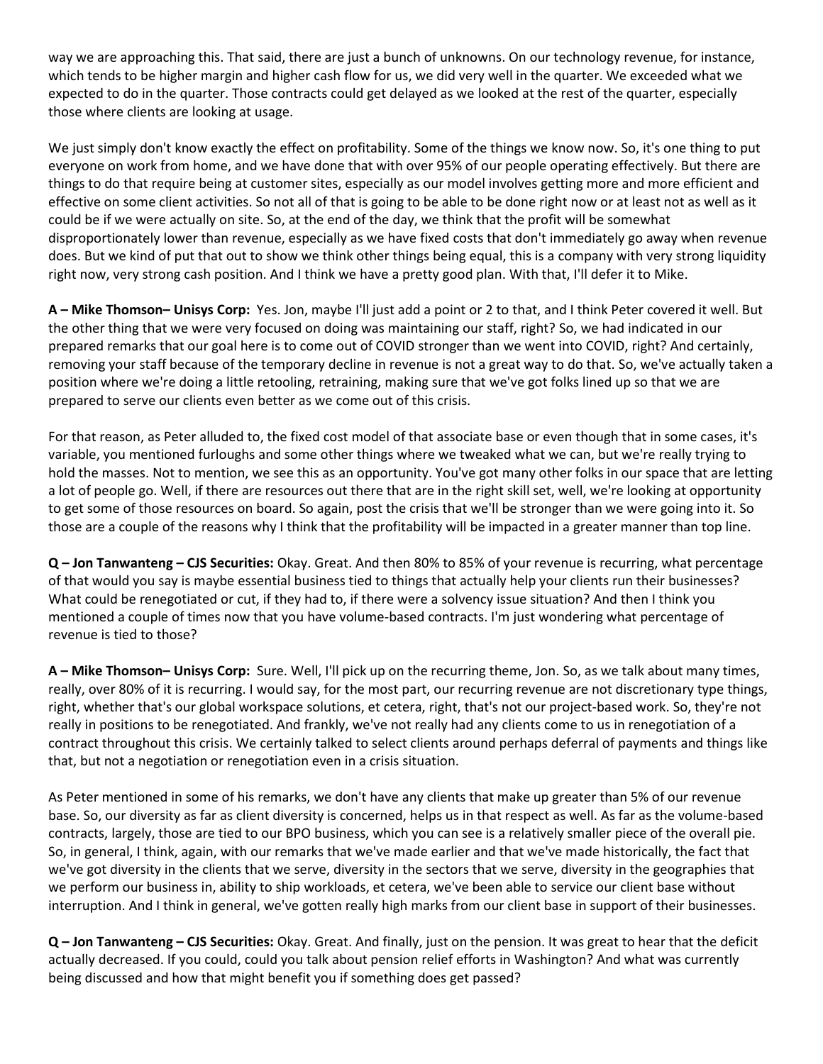way we are approaching this. That said, there are just a bunch of unknowns. On our technology revenue, for instance, which tends to be higher margin and higher cash flow for us, we did very well in the quarter. We exceeded what we expected to do in the quarter. Those contracts could get delayed as we looked at the rest of the quarter, especially those where clients are looking at usage.

We just simply don't know exactly the effect on profitability. Some of the things we know now. So, it's one thing to put everyone on work from home, and we have done that with over 95% of our people operating effectively. But there are things to do that require being at customer sites, especially as our model involves getting more and more efficient and effective on some client activities. So not all of that is going to be able to be done right now or at least not as well as it could be if we were actually on site. So, at the end of the day, we think that the profit will be somewhat disproportionately lower than revenue, especially as we have fixed costs that don't immediately go away when revenue does. But we kind of put that out to show we think other things being equal, this is a company with very strong liquidity right now, very strong cash position. And I think we have a pretty good plan. With that, I'll defer it to Mike.

**A – Mike Thomson– Unisys Corp:** Yes. Jon, maybe I'll just add a point or 2 to that, and I think Peter covered it well. But the other thing that we were very focused on doing was maintaining our staff, right? So, we had indicated in our prepared remarks that our goal here is to come out of COVID stronger than we went into COVID, right? And certainly, removing your staff because of the temporary decline in revenue is not a great way to do that. So, we've actually taken a position where we're doing a little retooling, retraining, making sure that we've got folks lined up so that we are prepared to serve our clients even better as we come out of this crisis.

For that reason, as Peter alluded to, the fixed cost model of that associate base or even though that in some cases, it's variable, you mentioned furloughs and some other things where we tweaked what we can, but we're really trying to hold the masses. Not to mention, we see this as an opportunity. You've got many other folks in our space that are letting a lot of people go. Well, if there are resources out there that are in the right skill set, well, we're looking at opportunity to get some of those resources on board. So again, post the crisis that we'll be stronger than we were going into it. So those are a couple of the reasons why I think that the profitability will be impacted in a greater manner than top line.

**Q – Jon Tanwanteng – CJS Securities:** Okay. Great. And then 80% to 85% of your revenue is recurring, what percentage of that would you say is maybe essential business tied to things that actually help your clients run their businesses? What could be renegotiated or cut, if they had to, if there were a solvency issue situation? And then I think you mentioned a couple of times now that you have volume-based contracts. I'm just wondering what percentage of revenue is tied to those?

**A – Mike Thomson– Unisys Corp:** Sure. Well, I'll pick up on the recurring theme, Jon. So, as we talk about many times, really, over 80% of it is recurring. I would say, for the most part, our recurring revenue are not discretionary type things, right, whether that's our global workspace solutions, et cetera, right, that's not our project-based work. So, they're not really in positions to be renegotiated. And frankly, we've not really had any clients come to us in renegotiation of a contract throughout this crisis. We certainly talked to select clients around perhaps deferral of payments and things like that, but not a negotiation or renegotiation even in a crisis situation.

As Peter mentioned in some of his remarks, we don't have any clients that make up greater than 5% of our revenue base. So, our diversity as far as client diversity is concerned, helps us in that respect as well. As far as the volume-based contracts, largely, those are tied to our BPO business, which you can see is a relatively smaller piece of the overall pie. So, in general, I think, again, with our remarks that we've made earlier and that we've made historically, the fact that we've got diversity in the clients that we serve, diversity in the sectors that we serve, diversity in the geographies that we perform our business in, ability to ship workloads, et cetera, we've been able to service our client base without interruption. And I think in general, we've gotten really high marks from our client base in support of their businesses.

**Q – Jon Tanwanteng – CJS Securities:** Okay. Great. And finally, just on the pension. It was great to hear that the deficit actually decreased. If you could, could you talk about pension relief efforts in Washington? And what was currently being discussed and how that might benefit you if something does get passed?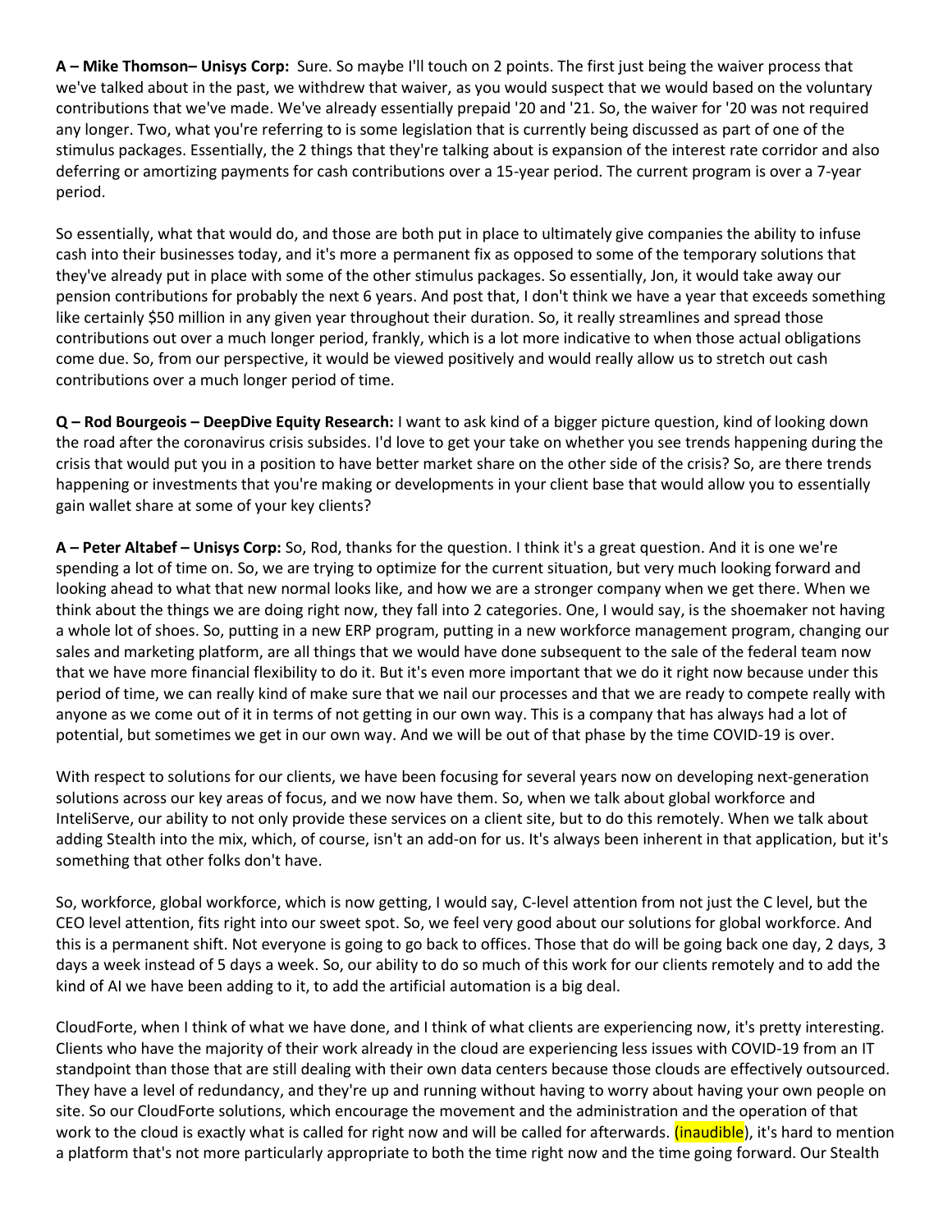**A – Mike Thomson– Unisys Corp:** Sure. So maybe I'll touch on 2 points. The first just being the waiver process that we've talked about in the past, we withdrew that waiver, as you would suspect that we would based on the voluntary contributions that we've made. We've already essentially prepaid '20 and '21. So, the waiver for '20 was not required any longer. Two, what you're referring to is some legislation that is currently being discussed as part of one of the stimulus packages. Essentially, the 2 things that they're talking about is expansion of the interest rate corridor and also deferring or amortizing payments for cash contributions over a 15-year period. The current program is over a 7-year period.

So essentially, what that would do, and those are both put in place to ultimately give companies the ability to infuse cash into their businesses today, and it's more a permanent fix as opposed to some of the temporary solutions that they've already put in place with some of the other stimulus packages. So essentially, Jon, it would take away our pension contributions for probably the next 6 years. And post that, I don't think we have a year that exceeds something like certainly $50 million in any given year throughout their duration. So, it really streamlines and spread those contributions out over a much longer period, frankly, which is a lot more indicative to when those actual obligations come due. So, from our perspective, it would be viewed positively and would really allow us to stretch out cash contributions over a much longer period of time.

**Q – Rod Bourgeois – DeepDive Equity Research:** I want to ask kind of a bigger picture question, kind of looking down the road after the coronavirus crisis subsides. I'd love to get your take on whether you see trends happening during the crisis that would put you in a position to have better market share on the other side of the crisis? So, are there trends happening or investments that you're making or developments in your client base that would allow you to essentially gain wallet share at some of your key clients?

**A – Peter Altabef – Unisys Corp:** So, Rod, thanks for the question. I think it's a great question. And it is one we're spending a lot of time on. So, we are trying to optimize for the current situation, but very much looking forward and looking ahead to what that new normal looks like, and how we are a stronger company when we get there. When we think about the things we are doing right now, they fall into 2 categories. One, I would say, is the shoemaker not having a whole lot of shoes. So, putting in a new ERP program, putting in a new workforce management program, changing our sales and marketing platform, are all things that we would have done subsequent to the sale of the federal team now that we have more financial flexibility to do it. But it's even more important that we do it right now because under this period of time, we can really kind of make sure that we nail our processes and that we are ready to compete really with anyone as we come out of it in terms of not getting in our own way. This is a company that has always had a lot of potential, but sometimes we get in our own way. And we will be out of that phase by the time COVID-19 is over.

With respect to solutions for our clients, we have been focusing for several years now on developing next-generation solutions across our key areas of focus, and we now have them. So, when we talk about global workforce and InteliServe, our ability to not only provide these services on a client site, but to do this remotely. When we talk about adding Stealth into the mix, which, of course, isn't an add-on for us. It's always been inherent in that application, but it's something that other folks don't have.

So, workforce, global workforce, which is now getting, I would say, C-level attention from not just the C level, but the CEO level attention, fits right into our sweet spot. So, we feel very good about our solutions for global workforce. And this is a permanent shift. Not everyone is going to go back to offices. Those that do will be going back one day, 2 days, 3 days a week instead of 5 days a week. So, our ability to do so much of this work for our clients remotely and to add the kind of AI we have been adding to it, to add the artificial automation is a big deal.

CloudForte, when I think of what we have done, and I think of what clients are experiencing now, it's pretty interesting. Clients who have the majority of their work already in the cloud are experiencing less issues with COVID-19 from an IT standpoint than those that are still dealing with their own data centers because those clouds are effectively outsourced. They have a level of redundancy, and they're up and running without having to worry about having your own people on site. So our CloudForte solutions, which encourage the movement and the administration and the operation of that work to the cloud is exactly what is called for right now and will be called for afterwards. (inaudible), it's hard to mention a platform that's not more particularly appropriate to both the time right now and the time going forward. Our Stealth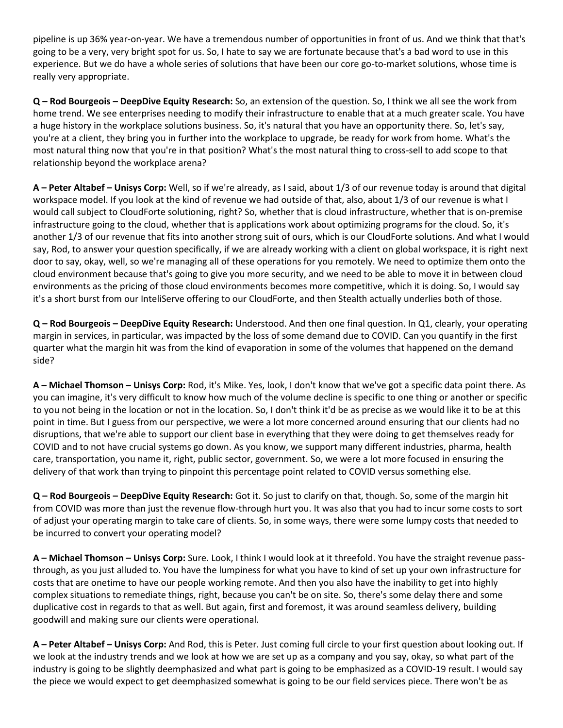pipeline is up 36% year-on-year. We have a tremendous number of opportunities in front of us. And we think that that's going to be a very, very bright spot for us. So, I hate to say we are fortunate because that's a bad word to use in this experience. But we do have a whole series of solutions that have been our core go-to-market solutions, whose time is really very appropriate.

**Q – Rod Bourgeois – DeepDive Equity Research:** So, an extension of the question. So, I think we all see the work from home trend. We see enterprises needing to modify their infrastructure to enable that at a much greater scale. You have a huge history in the workplace solutions business. So, it's natural that you have an opportunity there. So, let's say, you're at a client, they bring you in further into the workplace to upgrade, be ready for work from home. What's the most natural thing now that you're in that position? What's the most natural thing to cross-sell to add scope to that relationship beyond the workplace arena?

**A – Peter Altabef – Unisys Corp:** Well, so if we're already, as I said, about 1/3 of our revenue today is around that digital workspace model. If you look at the kind of revenue we had outside of that, also, about 1/3 of our revenue is what I would call subject to CloudForte solutioning, right? So, whether that is cloud infrastructure, whether that is on-premise infrastructure going to the cloud, whether that is applications work about optimizing programs for the cloud. So, it's another 1/3 of our revenue that fits into another strong suit of ours, which is our CloudForte solutions. And what I would say, Rod, to answer your question specifically, if we are already working with a client on global workspace, it is right next door to say, okay, well, so we're managing all of these operations for you remotely. We need to optimize them onto the cloud environment because that's going to give you more security, and we need to be able to move it in between cloud environments as the pricing of those cloud environments becomes more competitive, which it is doing. So, I would say it's a short burst from our InteliServe offering to our CloudForte, and then Stealth actually underlies both of those.

**Q – Rod Bourgeois – DeepDive Equity Research:** Understood. And then one final question. In Q1, clearly, your operating margin in services, in particular, was impacted by the loss of some demand due to COVID. Can you quantify in the first quarter what the margin hit was from the kind of evaporation in some of the volumes that happened on the demand side?

**A – Michael Thomson – Unisys Corp:** Rod, it's Mike. Yes, look, I don't know that we've got a specific data point there. As you can imagine, it's very difficult to know how much of the volume decline is specific to one thing or another or specific to you not being in the location or not in the location. So, I don't think it'd be as precise as we would like it to be at this point in time. But I guess from our perspective, we were a lot more concerned around ensuring that our clients had no disruptions, that we're able to support our client base in everything that they were doing to get themselves ready for COVID and to not have crucial systems go down. As you know, we support many different industries, pharma, health care, transportation, you name it, right, public sector, government. So, we were a lot more focused in ensuring the delivery of that work than trying to pinpoint this percentage point related to COVID versus something else.

**Q – Rod Bourgeois – DeepDive Equity Research:** Got it. So just to clarify on that, though. So, some of the margin hit from COVID was more than just the revenue flow-through hurt you. It was also that you had to incur some costs to sort of adjust your operating margin to take care of clients. So, in some ways, there were some lumpy costs that needed to be incurred to convert your operating model?

**A – Michael Thomson – Unisys Corp:** Sure. Look, I think I would look at it threefold. You have the straight revenue pass-through, as you just alluded to. You have the lumpiness for what you have to kind of set up your own infrastructure for costs that are onetime to have our people working remote. And then you also have the inability to get into highly complex situations to remediate things, right, because you can't be on site. So, there's some delay there and some duplicative cost in regards to that as well. But again, first and foremost, it was around seamless delivery, building goodwill and making sure our clients were operational.

**A – Peter Altabef – Unisys Corp:** And Rod, this is Peter. Just coming full circle to your first question about looking out. If we look at the industry trends and we look at how we are set up as a company and you say, okay, so what part of the industry is going to be slightly deemphasized and what part is going to be emphasized as a COVID-19 result. I would say the piece we would expect to get deemphasized somewhat is going to be our field services piece. There won't be as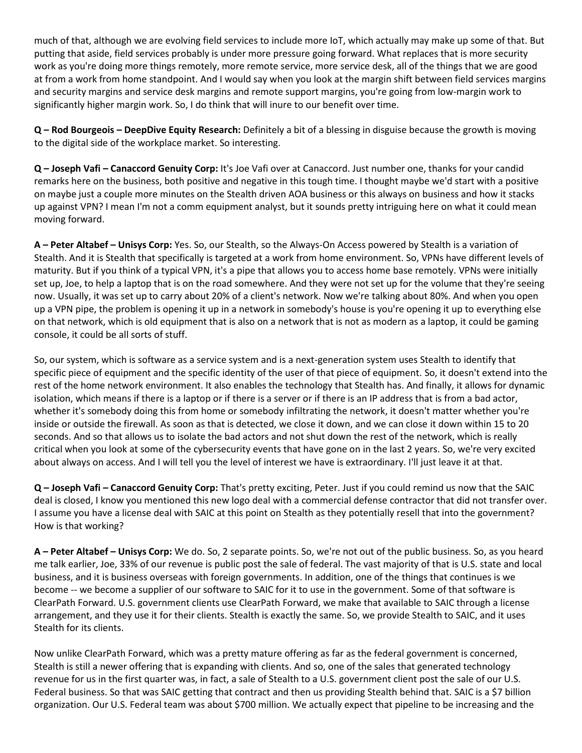much of that, although we are evolving field services to include more IoT, which actually may make up some of that. But putting that aside, field services probably is under more pressure going forward. What replaces that is more security work as you're doing more things remotely, more remote service, more service desk, all of the things that we are good at from a work from home standpoint. And I would say when you look at the margin shift between field services margins and security margins and service desk margins and remote support margins, you're going from low-margin work to significantly higher margin work. So, I do think that will inure to our benefit over time.

**Q – Rod Bourgeois – DeepDive Equity Research:** Definitely a bit of a blessing in disguise because the growth is moving to the digital side of the workplace market. So interesting.

**Q – Joseph Vafi – Canaccord Genuity Corp:** It's Joe Vafi over at Canaccord. Just number one, thanks for your candid remarks here on the business, both positive and negative in this tough time. I thought maybe we'd start with a positive on maybe just a couple more minutes on the Stealth driven AOA business or this always on business and how it stacks up against VPN? I mean I'm not a comm equipment analyst, but it sounds pretty intriguing here on what it could mean moving forward.

**A – Peter Altabef – Unisys Corp:** Yes. So, our Stealth, so the Always-On Access powered by Stealth is a variation of Stealth. And it is Stealth that specifically is targeted at a work from home environment. So, VPNs have different levels of maturity. But if you think of a typical VPN, it's a pipe that allows you to access home base remotely. VPNs were initially set up, Joe, to help a laptop that is on the road somewhere. And they were not set up for the volume that they're seeing now. Usually, it was set up to carry about 20% of a client's network. Now we're talking about 80%. And when you open up a VPN pipe, the problem is opening it up in a network in somebody's house is you're opening it up to everything else on that network, which is old equipment that is also on a network that is not as modern as a laptop, it could be gaming console, it could be all sorts of stuff.

So, our system, which is software as a service system and is a next-generation system uses Stealth to identify that specific piece of equipment and the specific identity of the user of that piece of equipment. So, it doesn't extend into the rest of the home network environment. It also enables the technology that Stealth has. And finally, it allows for dynamic isolation, which means if there is a laptop or if there is a server or if there is an IP address that is from a bad actor, whether it's somebody doing this from home or somebody infiltrating the network, it doesn't matter whether you're inside or outside the firewall. As soon as that is detected, we close it down, and we can close it down within 15 to 20 seconds. And so that allows us to isolate the bad actors and not shut down the rest of the network, which is really critical when you look at some of the cybersecurity events that have gone on in the last 2 years. So, we're very excited about always on access. And I will tell you the level of interest we have is extraordinary. I'll just leave it at that.

**Q – Joseph Vafi – Canaccord Genuity Corp:** That's pretty exciting, Peter. Just if you could remind us now that the SAIC deal is closed, I know you mentioned this new logo deal with a commercial defense contractor that did not transfer over. I assume you have a license deal with SAIC at this point on Stealth as they potentially resell that into the government? How is that working?

**A – Peter Altabef – Unisys Corp:** We do. So, 2 separate points. So, we're not out of the public business. So, as you heard me talk earlier, Joe, 33% of our revenue is public post the sale of federal. The vast majority of that is U.S. state and local business, and it is business overseas with foreign governments. In addition, one of the things that continues is we become -- we become a supplier of our software to SAIC for it to use in the government. Some of that software is ClearPath Forward. U.S. government clients use ClearPath Forward, we make that available to SAIC through a license arrangement, and they use it for their clients. Stealth is exactly the same. So, we provide Stealth to SAIC, and it uses Stealth for its clients.

Now unlike ClearPath Forward, which was a pretty mature offering as far as the federal government is concerned, Stealth is still a newer offering that is expanding with clients. And so, one of the sales that generated technology revenue for us in the first quarter was, in fact, a sale of Stealth to a U.S. government client post the sale of our U.S. Federal business. So that was SAIC getting that contract and then us providing Stealth behind that. SAIC is a $7 billion organization. Our U.S. Federal team was about $700 million. We actually expect that pipeline to be increasing and the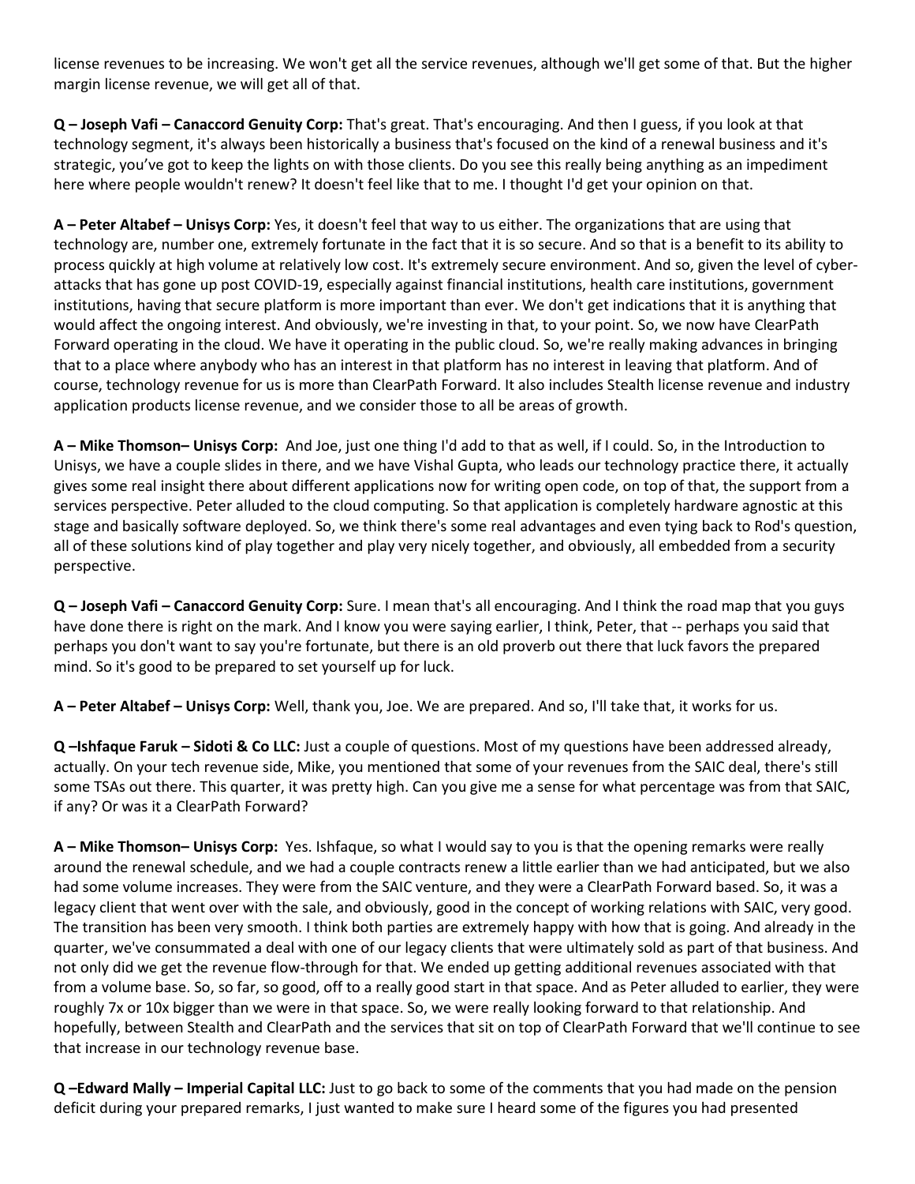license revenues to be increasing. We won't get all the service revenues, although we'll get some of that. But the higher margin license revenue, we will get all of that.

**Q – Joseph Vafi – Canaccord Genuity Corp:** That's great. That's encouraging. And then I guess, if you look at that technology segment, it's always been historically a business that's focused on the kind of a renewal business and it's strategic, you've got to keep the lights on with those clients. Do you see this really being anything as an impediment here where people wouldn't renew? It doesn't feel like that to me. I thought I'd get your opinion on that.

**A – Peter Altabef – Unisys Corp:** Yes, it doesn't feel that way to us either. The organizations that are using that technology are, number one, extremely fortunate in the fact that it is so secure. And so that is a benefit to its ability to process quickly at high volume at relatively low cost. It's extremely secure environment. And so, given the level of cyber-attacks that has gone up post COVID-19, especially against financial institutions, health care institutions, government institutions, having that secure platform is more important than ever. We don't get indications that it is anything that would affect the ongoing interest. And obviously, we're investing in that, to your point. So, we now have ClearPath Forward operating in the cloud. We have it operating in the public cloud. So, we're really making advances in bringing that to a place where anybody who has an interest in that platform has no interest in leaving that platform. And of course, technology revenue for us is more than ClearPath Forward. It also includes Stealth license revenue and industry application products license revenue, and we consider those to all be areas of growth.

**A – Mike Thomson– Unisys Corp:** And Joe, just one thing I'd add to that as well, if I could. So, in the Introduction to Unisys, we have a couple slides in there, and we have Vishal Gupta, who leads our technology practice there, it actually gives some real insight there about different applications now for writing open code, on top of that, the support from a services perspective. Peter alluded to the cloud computing. So that application is completely hardware agnostic at this stage and basically software deployed. So, we think there's some real advantages and even tying back to Rod's question, all of these solutions kind of play together and play very nicely together, and obviously, all embedded from a security perspective.

**Q – Joseph Vafi – Canaccord Genuity Corp:** Sure. I mean that's all encouraging. And I think the road map that you guys have done there is right on the mark. And I know you were saying earlier, I think, Peter, that -- perhaps you said that perhaps you don't want to say you're fortunate, but there is an old proverb out there that luck favors the prepared mind. So it's good to be prepared to set yourself up for luck.

**A – Peter Altabef – Unisys Corp:** Well, thank you, Joe. We are prepared. And so, I'll take that, it works for us.

**Q –Ishfaque Faruk – Sidoti & Co LLC:** Just a couple of questions. Most of my questions have been addressed already, actually. On your tech revenue side, Mike, you mentioned that some of your revenues from the SAIC deal, there's still some TSAs out there. This quarter, it was pretty high. Can you give me a sense for what percentage was from that SAIC, if any? Or was it a ClearPath Forward?

**A – Mike Thomson– Unisys Corp:** Yes. Ishfaque, so what I would say to you is that the opening remarks were really around the renewal schedule, and we had a couple contracts renew a little earlier than we had anticipated, but we also had some volume increases. They were from the SAIC venture, and they were a ClearPath Forward based. So, it was a legacy client that went over with the sale, and obviously, good in the concept of working relations with SAIC, very good. The transition has been very smooth. I think both parties are extremely happy with how that is going. And already in the quarter, we've consummated a deal with one of our legacy clients that were ultimately sold as part of that business. And not only did we get the revenue flow-through for that. We ended up getting additional revenues associated with that from a volume base. So, so far, so good, off to a really good start in that space. And as Peter alluded to earlier, they were roughly 7x or 10x bigger than we were in that space. So, we were really looking forward to that relationship. And hopefully, between Stealth and ClearPath and the services that sit on top of ClearPath Forward that we'll continue to see that increase in our technology revenue base.

**Q –Edward Mally – Imperial Capital LLC:** Just to go back to some of the comments that you had made on the pension deficit during your prepared remarks, I just wanted to make sure I heard some of the figures you had presented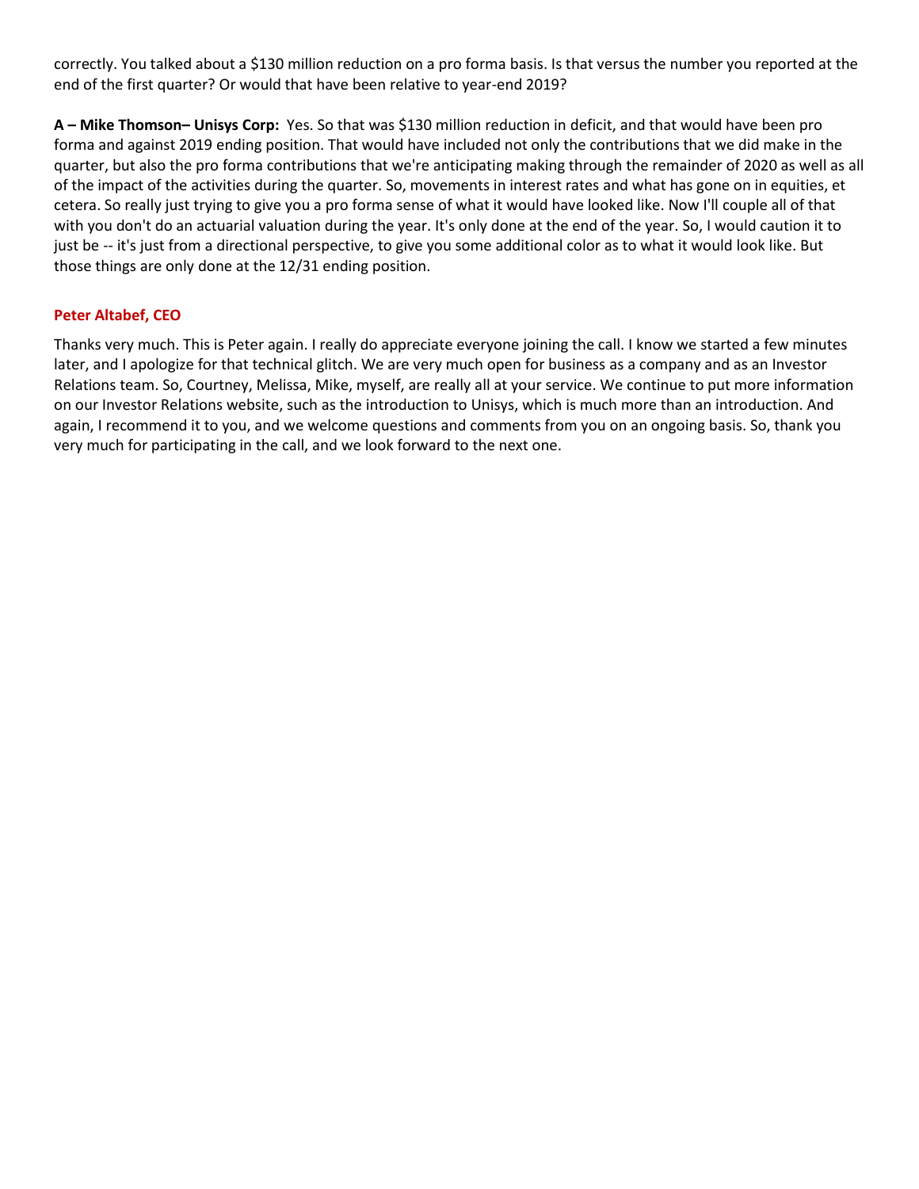correctly. You talked about a $130 million reduction on a pro forma basis. Is that versus the number you reported at the end of the first quarter? Or would that have been relative to year-end 2019?

**A – Mike Thomson– Unisys Corp:** Yes. So that was $130 million reduction in deficit, and that would have been pro forma and against 2019 ending position. That would have included not only the contributions that we did make in the quarter, but also the pro forma contributions that we're anticipating making through the remainder of 2020 as well as all of the impact of the activities during the quarter. So, movements in interest rates and what has gone on in equities, et cetera. So really just trying to give you a pro forma sense of what it would have looked like. Now I'll couple all of that with you don't do an actuarial valuation during the year. It's only done at the end of the year. So, I would caution it to just be -- it's just from a directional perspective, to give you some additional color as to what it would look like. But those things are only done at the 12/31 ending position.

**Peter Altabef, CEO**

Thanks very much. This is Peter again. I really do appreciate everyone joining the call. I know we started a few minutes later, and I apologize for that technical glitch. We are very much open for business as a company and as an Investor Relations team. So, Courtney, Melissa, Mike, myself, are really all at your service. We continue to put more information on our Investor Relations website, such as the introduction to Unisys, which is much more than an introduction. And again, I recommend it to you, and we welcome questions and comments from you on an ongoing basis. So, thank you very much for participating in the call, and we look forward to the next one.